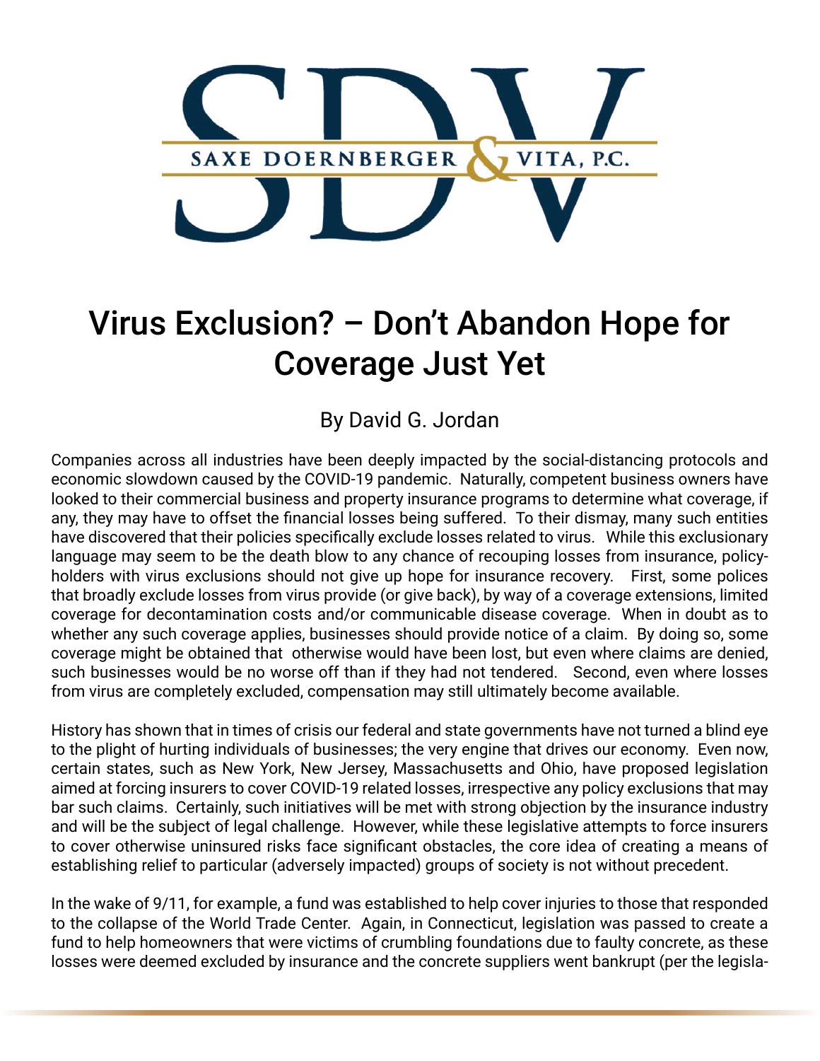SAXE DOERNBERGER & VITA, P.C.

# Virus Exclusion? – Don't Abandon Hope for Coverage Just Yet

By David G. Jordan

Companies across all industries have been deeply impacted by the social-distancing protocols and economic slowdown caused by the COVID-19 pandemic. Naturally, competent business owners have looked to their commercial business and property insurance programs to determine what coverage, if any, they may have to offset the financial losses being suffered. To their dismay, many such entities have discovered that their policies specifically exclude losses related to virus. While this exclusionary language may seem to be the death blow to any chance of recouping losses from insurance, policy-holders with virus exclusions should not give up hope for insurance recovery. First, some polices that broadly exclude losses from virus provide (or give back), by way of a coverage extensions, limited coverage for decontamination costs and/or communicable disease coverage. When in doubt as to whether any such coverage applies, businesses should provide notice of a claim. By doing so, some coverage might be obtained that otherwise would have been lost, but even where claims are denied, such businesses would be no worse off than if they had not tendered. Second, even where losses from virus are completely excluded, compensation may still ultimately become available.

History has shown that in times of crisis our federal and state governments have not turned a blind eye to the plight of hurting individuals of businesses; the very engine that drives our economy. Even now, certain states, such as New York, New Jersey, Massachusetts and Ohio, have proposed legislation aimed at forcing insurers to cover COVID-19 related losses, irrespective any policy exclusions that may bar such claims. Certainly, such initiatives will be met with strong objection by the insurance industry and will be the subject of legal challenge. However, while these legislative attempts to force insurers to cover otherwise uninsured risks face significant obstacles, the core idea of creating a means of establishing relief to particular (adversely impacted) groups of society is not without precedent.

In the wake of 9/11, for example, a fund was established to help cover injuries to those that responded to the collapse of the World Trade Center. Again, in Connecticut, legislation was passed to create a fund to help homeowners that were victims of crumbling foundations due to faulty concrete, as these losses were deemed excluded by insurance and the concrete suppliers went bankrupt (per the legisla-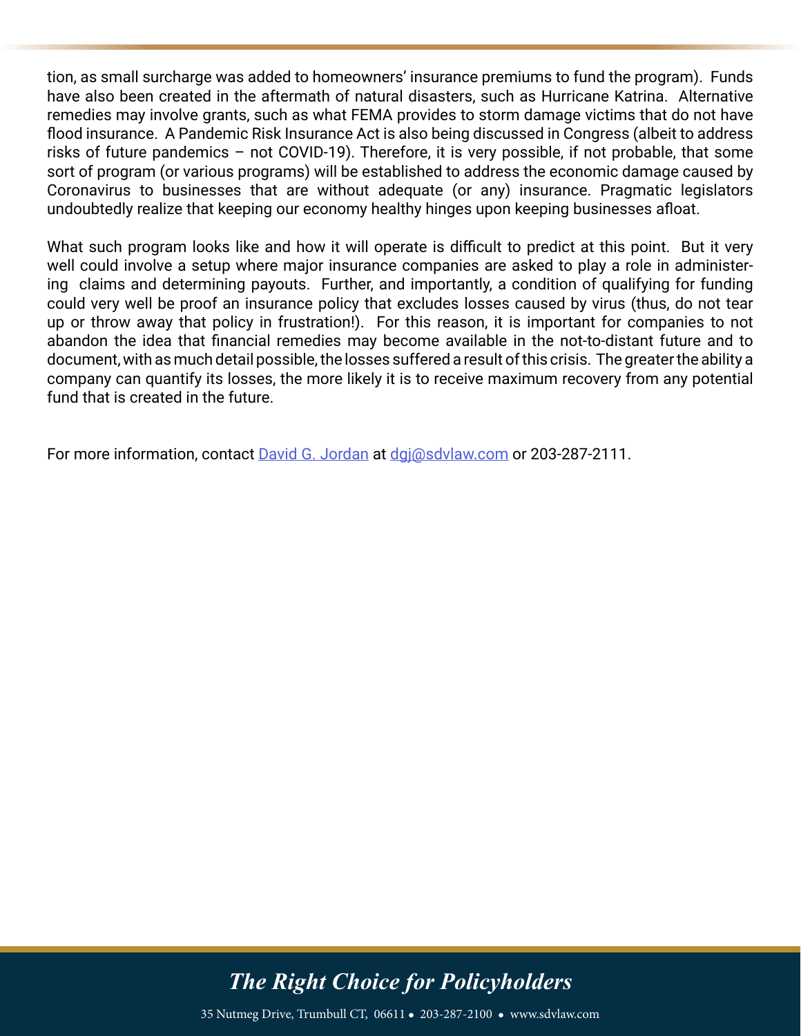tion, as small surcharge was added to homeowners' insurance premiums to fund the program). Funds have also been created in the aftermath of natural disasters, such as Hurricane Katrina. Alternative remedies may involve grants, such as what FEMA provides to storm damage victims that do not have flood insurance. A Pandemic Risk Insurance Act is also being discussed in Congress (albeit to address risks of future pandemics – not COVID-19). Therefore, it is very possible, if not probable, that some sort of program (or various programs) will be established to address the economic damage caused by Coronavirus to businesses that are without adequate (or any) insurance. Pragmatic legislators undoubtedly realize that keeping our economy healthy hinges upon keeping businesses afloat.

What such program looks like and how it will operate is difficult to predict at this point. But it very well could involve a setup where major insurance companies are asked to play a role in administering claims and determining payouts. Further, and importantly, a condition of qualifying for funding could very well be proof an insurance policy that excludes losses caused by virus (thus, do not tear up or throw away that policy in frustration!). For this reason, it is important for companies to not abandon the idea that financial remedies may become available in the not-to-distant future and to document, with as much detail possible, the losses suffered a result of this crisis. The greater the ability a company can quantify its losses, the more likely it is to receive maximum recovery from any potential fund that is created in the future.

For more information, contact [David G. Jordan](#) at [dgj@sdvlaw.com](mailto:dgj@sdvlaw.com) or 203-287-2111.

*The Right Choice for Policyholders*

35 Nutmeg Drive, Trumbull CT, 06611 • 203-287-2100 • www.sdvlaw.com